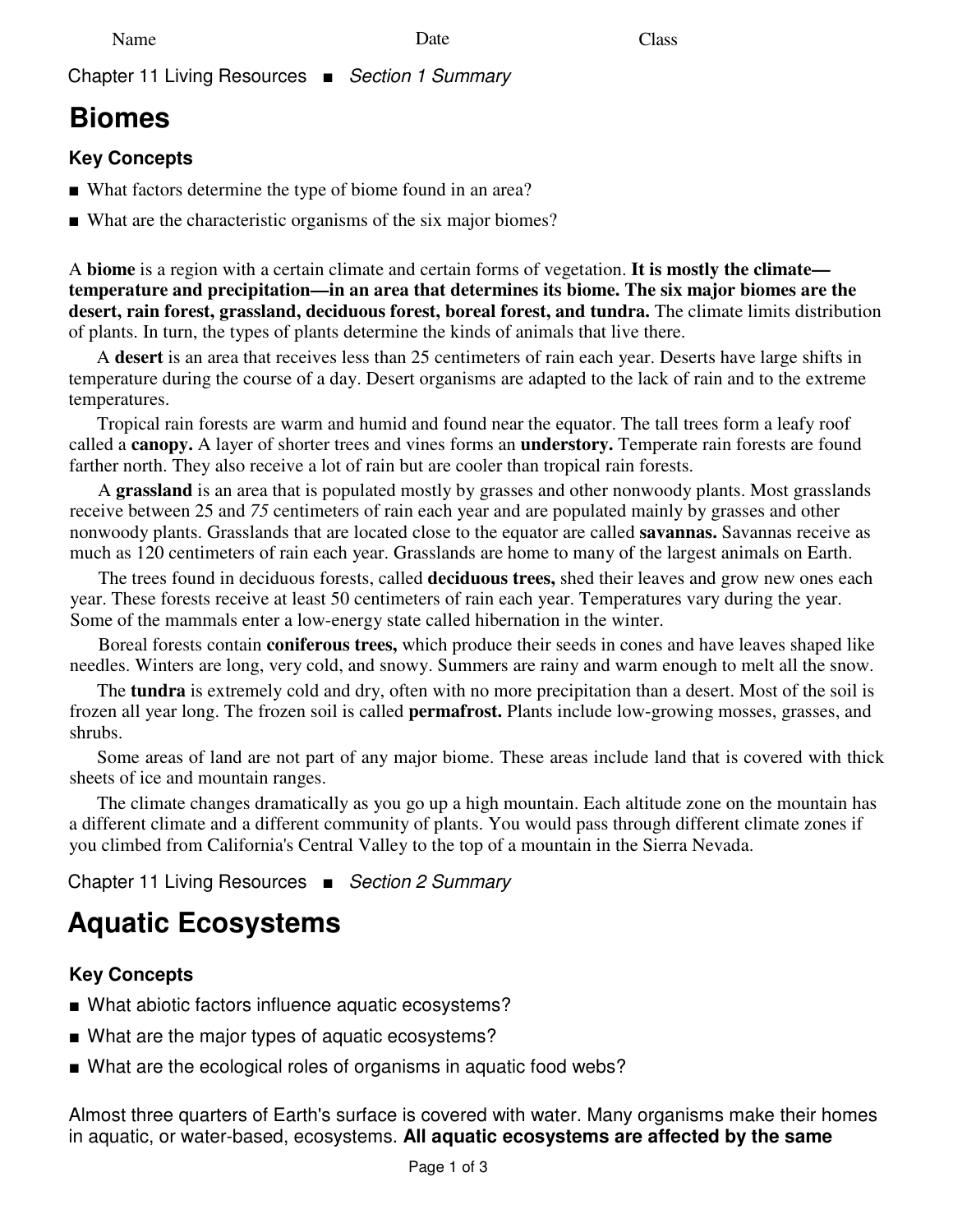Name Date Class

Chapter 11 Living Resources ■ *Section 1 Summary*

# Biomes

### Key Concepts

- ■ What factors determine the type of biome found in an area?
- ■ What are the characteristic organisms of the six major biomes?

A **biome** is a region with a certain climate and certain forms of vegetation. **It is mostly the climate—temperature and precipitation—in an area that determines its biome. The six major biomes are the desert, rain forest, grassland, deciduous forest, boreal forest, and tundra.** The climate limits distribution of plants. In turn, the types of plants determine the kinds of animals that live there.

A **desert** is an area that receives less than 25 centimeters of rain each year. Deserts have large shifts in temperature during the course of a day. Desert organisms are adapted to the lack of rain and to the extreme temperatures.

Tropical rain forests are warm and humid and found near the equator. The tall trees form a leafy roof called a **canopy.** A layer of shorter trees and vines forms an **understory.** Temperate rain forests are found farther north. They also receive a lot of rain but are cooler than tropical rain forests.

A **grassland** is an area that is populated mostly by grasses and other nonwoody plants. Most grasslands receive between 25 and 75 centimeters of rain each year and are populated mainly by grasses and other nonwoody plants. Grasslands that are located close to the equator are called **savannas.** Savannas receive as much as 120 centimeters of rain each year. Grasslands are home to many of the largest animals on Earth.

The trees found in deciduous forests, called **deciduous trees,** shed their leaves and grow new ones each year. These forests receive at least 50 centimeters of rain each year. Temperatures vary during the year. Some of the mammals enter a low-energy state called hibernation in the winter.

Boreal forests contain **coniferous trees,** which produce their seeds in cones and have leaves shaped like needles. Winters are long, very cold, and snowy. Summers are rainy and warm enough to melt all the snow.

The **tundra** is extremely cold and dry, often with no more precipitation than a desert. Most of the soil is frozen all year long. The frozen soil is called **permafrost.** Plants include low-growing mosses, grasses, and shrubs.

Some areas of land are not part of any major biome. These areas include land that is covered with thick sheets of ice and mountain ranges.

The climate changes dramatically as you go up a high mountain. Each altitude zone on the mountain has a different climate and a different community of plants. You would pass through different climate zones if you climbed from California's Central Valley to the top of a mountain in the Sierra Nevada.

Chapter 11 Living Resources ■ *Section 2 Summary*

# Aquatic Ecosystems

### Key Concepts

- ■ What abiotic factors influence aquatic ecosystems?
- ■ What are the major types of aquatic ecosystems?
- ■ What are the ecological roles of organisms in aquatic food webs?

Almost three quarters of Earth's surface is covered with water. Many organisms make their homes in aquatic, or water-based, ecosystems. **All aquatic ecosystems are affected by the same**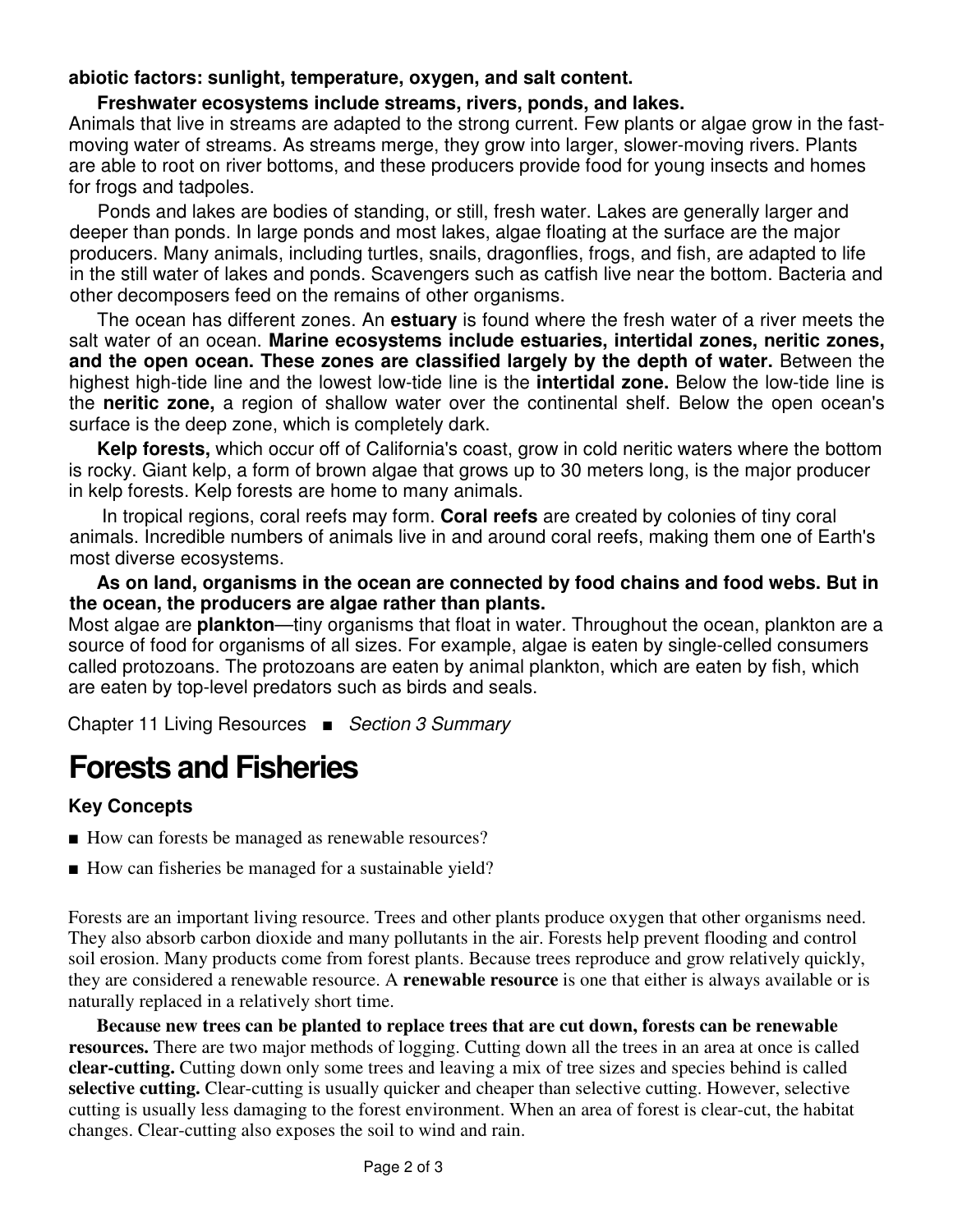**abiotic factors: sunlight, temperature, oxygen, and salt content.**

**Freshwater ecosystems include streams, rivers, ponds, and lakes.** Animals that live in streams are adapted to the strong current. Few plants or algae grow in the fast-moving water of streams. As streams merge, they grow into larger, slower-moving rivers. Plants are able to root on river bottoms, and these producers provide food for young insects and homes for frogs and tadpoles.

Ponds and lakes are bodies of standing, or still, fresh water. Lakes are generally larger and deeper than ponds. In large ponds and most lakes, algae floating at the surface are the major producers. Many animals, including turtles, snails, dragonflies, frogs, and fish, are adapted to life in the still water of lakes and ponds. Scavengers such as catfish live near the bottom. Bacteria and other decomposers feed on the remains of other organisms.

The ocean has different zones. An **estuary** is found where the fresh water of a river meets the salt water of an ocean. **Marine ecosystems include estuaries, intertidal zones, neritic zones, and the open ocean. These zones are classified largely by the depth of water.** Between the highest high-tide line and the lowest low-tide line is the **intertidal zone.** Below the low-tide line is the **neritic zone,** a region of shallow water over the continental shelf. Below the open ocean's surface is the deep zone, which is completely dark.

**Kelp forests,** which occur off of California's coast, grow in cold neritic waters where the bottom is rocky. Giant kelp, a form of brown algae that grows up to 30 meters long, is the major producer in kelp forests. Kelp forests are home to many animals.

In tropical regions, coral reefs may form. **Coral reefs** are created by colonies of tiny coral animals. Incredible numbers of animals live in and around coral reefs, making them one of Earth's most diverse ecosystems.

**As on land, organisms in the ocean are connected by food chains and food webs. But in the ocean, the producers are algae rather than plants.** Most algae are **plankton**—tiny organisms that float in water. Throughout the ocean, plankton are a source of food for organisms of all sizes. For example, algae is eaten by single-celled consumers called protozoans. The protozoans are eaten by animal plankton, which are eaten by fish, which are eaten by top-level predators such as birds and seals.

Chapter 11 Living Resources ■ *Section 3 Summary*

# Forests and Fisheries

### Key Concepts

- How can forests be managed as renewable resources?
- How can fisheries be managed for a sustainable yield?

Forests are an important living resource. Trees and other plants produce oxygen that other organisms need. They also absorb carbon dioxide and many pollutants in the air. Forests help prevent flooding and control soil erosion. Many products come from forest plants. Because trees reproduce and grow relatively quickly, they are considered a renewable resource. A **renewable resource** is one that either is always available or is naturally replaced in a relatively short time.

**Because new trees can be planted to replace trees that are cut down, forests can be renewable resources.** There are two major methods of logging. Cutting down all the trees in an area at once is called **clear-cutting.** Cutting down only some trees and leaving a mix of tree sizes and species behind is called **selective cutting.** Clear-cutting is usually quicker and cheaper than selective cutting. However, selective cutting is usually less damaging to the forest environment. When an area of forest is clear-cut, the habitat changes. Clear-cutting also exposes the soil to wind and rain.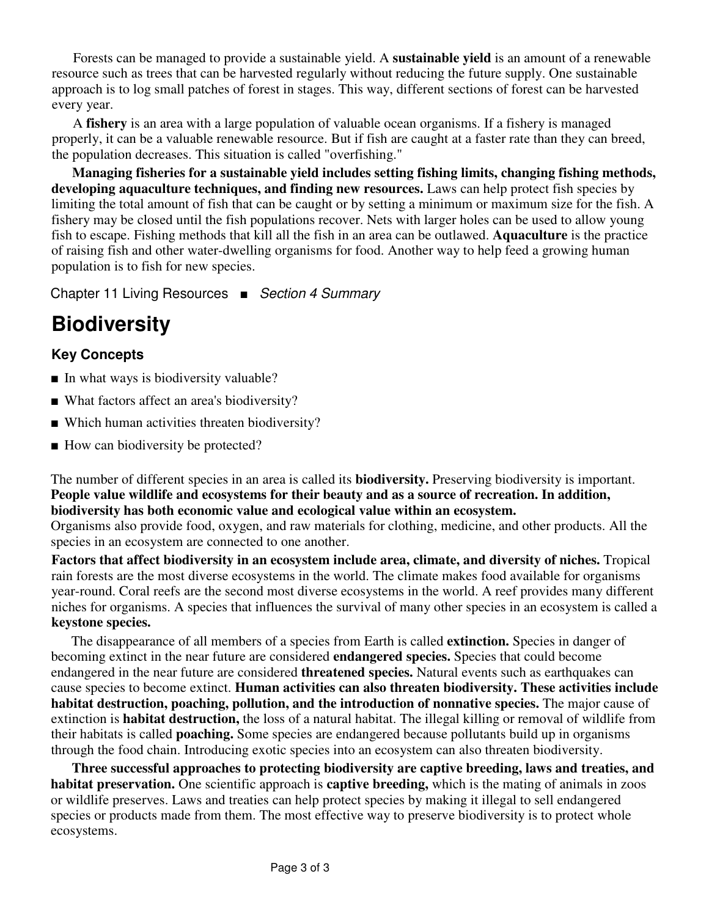Forests can be managed to provide a sustainable yield. A **sustainable yield** is an amount of a renewable resource such as trees that can be harvested regularly without reducing the future supply. One sustainable approach is to log small patches of forest in stages. This way, different sections of forest can be harvested every year.

A **fishery** is an area with a large population of valuable ocean organisms. If a fishery is managed properly, it can be a valuable renewable resource. But if fish are caught at a faster rate than they can breed, the population decreases. This situation is called "overfishing."

**Managing fisheries for a sustainable yield includes setting fishing limits, changing fishing methods, developing aquaculture techniques, and finding new resources.** Laws can help protect fish species by limiting the total amount of fish that can be caught or by setting a minimum or maximum size for the fish. A fishery may be closed until the fish populations recover. Nets with larger holes can be used to allow young fish to escape. Fishing methods that kill all the fish in an area can be outlawed. **Aquaculture** is the practice of raising fish and other water-dwelling organisms for food. Another way to help feed a growing human population is to fish for new species.

Chapter 11 Living Resources ■ *Section 4 Summary*

# Biodiversity

### Key Concepts

- In what ways is biodiversity valuable?
- What factors affect an area's biodiversity?
- Which human activities threaten biodiversity?
- How can biodiversity be protected?

The number of different species in an area is called its **biodiversity.** Preserving biodiversity is important. **People value wildlife and ecosystems for their beauty and as a source of recreation. In addition, biodiversity has both economic value and ecological value within an ecosystem.**
Organisms also provide food, oxygen, and raw materials for clothing, medicine, and other products. All the species in an ecosystem are connected to one another.

**Factors that affect biodiversity in an ecosystem include area, climate, and diversity of niches.** Tropical rain forests are the most diverse ecosystems in the world. The climate makes food available for organisms year-round. Coral reefs are the second most diverse ecosystems in the world. A reef provides many different niches for organisms. A species that influences the survival of many other species in an ecosystem is called a **keystone species.**

The disappearance of all members of a species from Earth is called **extinction.** Species in danger of becoming extinct in the near future are considered **endangered species.** Species that could become endangered in the near future are considered **threatened species.** Natural events such as earthquakes can cause species to become extinct. **Human activities can also threaten biodiversity. These activities include habitat destruction, poaching, pollution, and the introduction of nonnative species.** The major cause of extinction is **habitat destruction,** the loss of a natural habitat. The illegal killing or removal of wildlife from their habitats is called **poaching.** Some species are endangered because pollutants build up in organisms through the food chain. Introducing exotic species into an ecosystem can also threaten biodiversity.

**Three successful approaches to protecting biodiversity are captive breeding, laws and treaties, and habitat preservation.** One scientific approach is **captive breeding,** which is the mating of animals in zoos or wildlife preserves. Laws and treaties can help protect species by making it illegal to sell endangered species or products made from them. The most effective way to preserve biodiversity is to protect whole ecosystems.